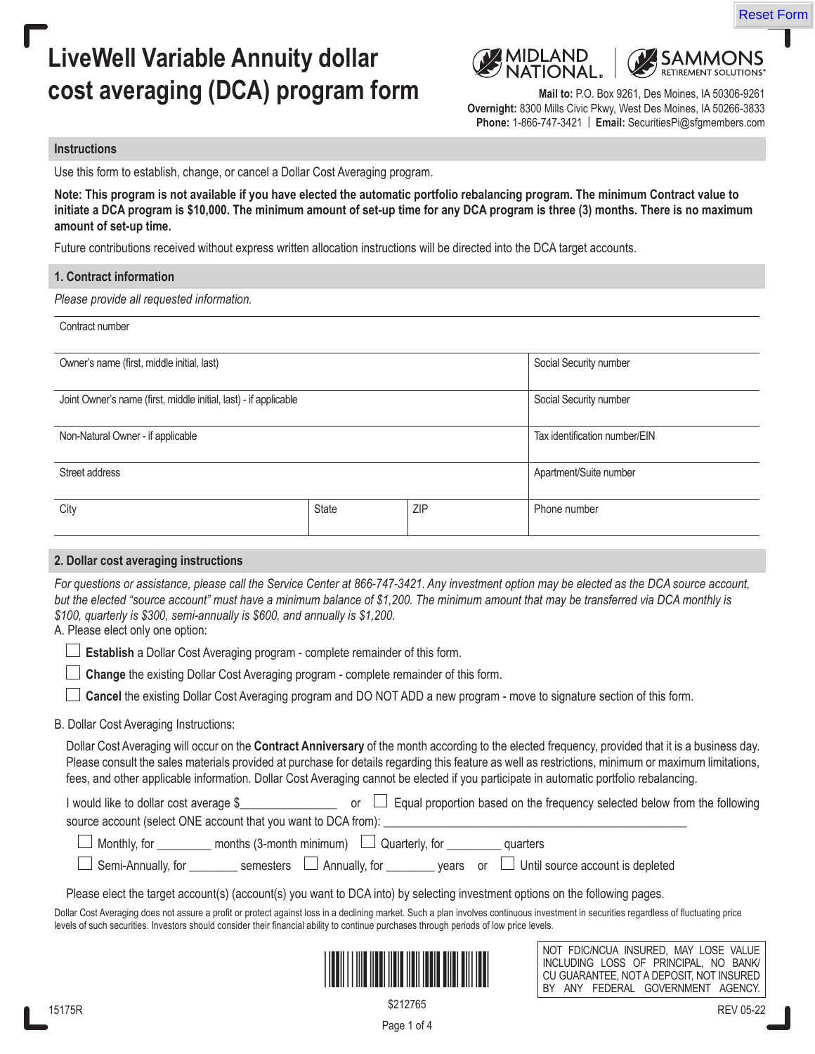Reset Form

# LiveWell Variable Annuity dollar cost averaging (DCA) program form

MIDLAND NATIONAL. | SAMMONS RETIREMENT SOLUTIONS®

**Mail to:** P.O. Box 9261, Des Moines, IA 50306-9261
**Overnight:** 8300 Mills Civic Pkwy, West Des Moines, IA 50266-3833
**Phone:** 1-866-747-3421 | **Email:** SecuritiesPi@sfgmembers.com

## Instructions

Use this form to establish, change, or cancel a Dollar Cost Averaging program.

**Note: This program is not available if you have elected the automatic portfolio rebalancing program. The minimum Contract value to initiate a DCA program is $10,000. The minimum amount of set-up time for any DCA program is three (3) months. There is no maximum amount of set-up time.**

Future contributions received without express written allocation instructions will be directed into the DCA target accounts.

## 1. Contract information

*Please provide all requested information.*

| Contract number | | | |
|---|---|---|---|
| Owner's name (first, middle initial, last) | | | Social Security number |
| Joint Owner's name (first, middle initial, last) - if applicable | | | Social Security number |
| Non-Natural Owner - if applicable | | | Tax identification number/EIN |
| Street address | | | Apartment/Suite number |
| City | State | ZIP | Phone number |

## 2. Dollar cost averaging instructions

*For questions or assistance, please call the Service Center at 866-747-3421. Any investment option may be elected as the DCA source account, but the elected "source account" must have a minimum balance of $1,200. The minimum amount that may be transferred via DCA monthly is $100, quarterly is $300, semi-annually is $600, and annually is $1,200.*

A. Please elect only one option:

- ☐ **Establish** a Dollar Cost Averaging program - complete remainder of this form.
- ☐ **Change** the existing Dollar Cost Averaging program - complete remainder of this form.
- ☐ **Cancel** the existing Dollar Cost Averaging program and DO NOT ADD a new program - move to signature section of this form.

B. Dollar Cost Averaging Instructions:

Dollar Cost Averaging will occur on the **Contract Anniversary** of the month according to the elected frequency, provided that it is a business day. Please consult the sales materials provided at purchase for details regarding this feature as well as restrictions, minimum or maximum limitations, fees, and other applicable information. Dollar Cost Averaging cannot be elected if you participate in automatic portfolio rebalancing.

I would like to dollar cost average $_______________ or ☐ Equal proportion based on the frequency selected below from the following source account (select ONE account that you want to DCA from): _______________________________________________

☐ Monthly, for _________ months (3-month minimum) ☐ Quarterly, for _________ quarters

☐ Semi-Annually, for ________ semesters ☐ Annually, for ________ years or ☐ Until source account is depleted

Please elect the target account(s) (account(s) you want to DCA into) by selecting investment options on the following pages.

Dollar Cost Averaging does not assure a profit or protect against loss in a declining market. Such a plan involves continuous investment in securities regardless of fluctuating price levels of such securities. Investors should consider their financial ability to continue purchases through periods of low price levels.

NOT FDIC/NCUA INSURED, MAY LOSE VALUE INCLUDING LOSS OF PRINCIPAL, NO BANK/CU GUARANTEE, NOT A DEPOSIT, NOT INSURED BY ANY FEDERAL GOVERNMENT AGENCY.

$212765

15175R

REV 05-22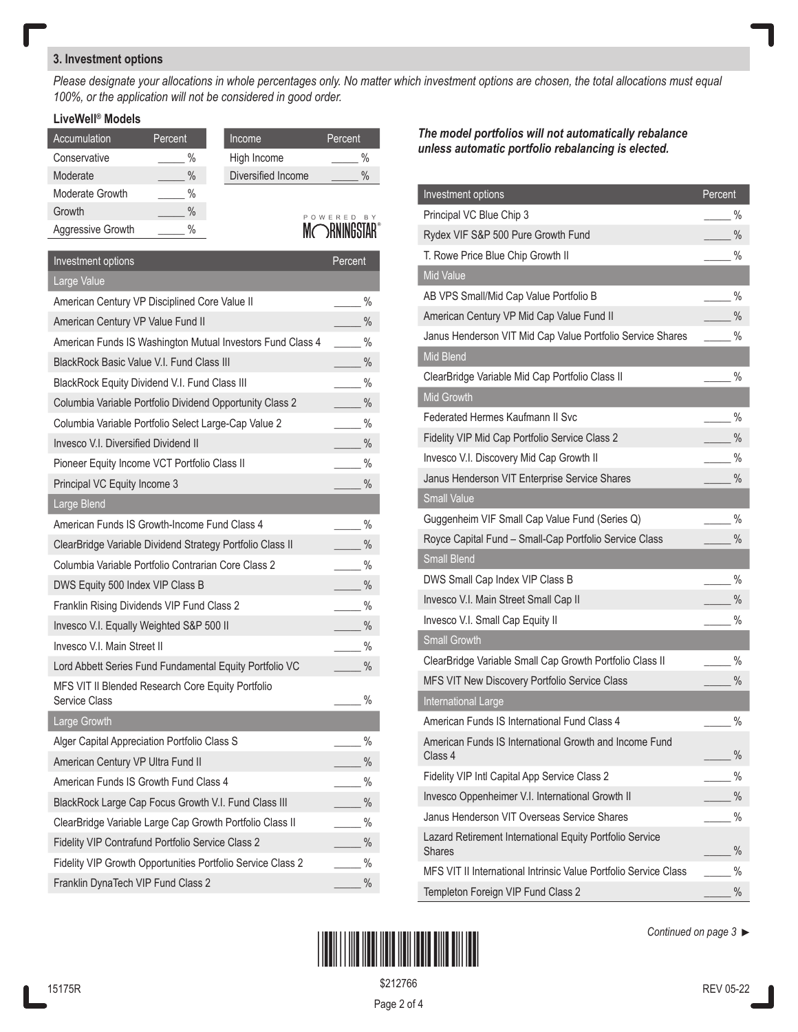## 3. Investment options

*Please designate your allocations in whole percentages only. No matter which investment options are chosen, the total allocations must equal 100%, or the application will not be considered in good order.*

### LiveWell® Models

| Accumulation | Percent |
|---|---|
| Conservative | _____ % |
| Moderate | _____ % |
| Moderate Growth | _____ % |
| Growth | _____ % |
| Aggressive Growth | _____ % |

| Income | Percent |
|---|---|
| High Income | _____ % |
| Diversified Income | _____ % |

POWERED BY MORNINGSTAR®

***The model portfolios will not automatically rebalance unless automatic portfolio rebalancing is elected.***

| Investment options | Percent |
|---|---|
| **Large Value** | |
| American Century VP Disciplined Core Value II | _____ % |
| American Century VP Value Fund II | _____ % |
| American Funds IS Washington Mutual Investors Fund Class 4 | _____ % |
| BlackRock Basic Value V.I. Fund Class III | _____ % |
| BlackRock Equity Dividend V.I. Fund Class III | _____ % |
| Columbia Variable Portfolio Dividend Opportunity Class 2 | _____ % |
| Columbia Variable Portfolio Select Large-Cap Value 2 | _____ % |
| Invesco V.I. Diversified Dividend II | _____ % |
| Pioneer Equity Income VCT Portfolio Class II | _____ % |
| Principal VC Equity Income 3 | _____ % |
| **Large Blend** | |
| American Funds IS Growth-Income Fund Class 4 | _____ % |
| ClearBridge Variable Dividend Strategy Portfolio Class II | _____ % |
| Columbia Variable Portfolio Contrarian Core Class 2 | _____ % |
| DWS Equity 500 Index VIP Class B | _____ % |
| Franklin Rising Dividends VIP Fund Class 2 | _____ % |
| Invesco V.I. Equally Weighted S&P 500 II | _____ % |
| Invesco V.I. Main Street II | _____ % |
| Lord Abbett Series Fund Fundamental Equity Portfolio VC | _____ % |
| MFS VIT II Blended Research Core Equity Portfolio Service Class | _____ % |
| **Large Growth** | |
| Alger Capital Appreciation Portfolio Class S | _____ % |
| American Century VP Ultra Fund II | _____ % |
| American Funds IS Growth Fund Class 4 | _____ % |
| BlackRock Large Cap Focus Growth V.I. Fund Class III | _____ % |
| ClearBridge Variable Large Cap Growth Portfolio Class II | _____ % |
| Fidelity VIP Contrafund Portfolio Service Class 2 | _____ % |
| Fidelity VIP Growth Opportunities Portfolio Service Class 2 | _____ % |
| Franklin DynaTech VIP Fund Class 2 | _____ % |
| Principal VC Blue Chip 3 | _____ % |
| Rydex VIF S&P 500 Pure Growth Fund | _____ % |
| T. Rowe Price Blue Chip Growth II | _____ % |
| **Mid Value** | |
| AB VPS Small/Mid Cap Value Portfolio B | _____ % |
| American Century VP Mid Cap Value Fund II | _____ % |
| Janus Henderson VIT Mid Cap Value Portfolio Service Shares | _____ % |
| **Mid Blend** | |
| ClearBridge Variable Mid Cap Portfolio Class II | _____ % |
| **Mid Growth** | |
| Federated Hermes Kaufmann II Svc | _____ % |
| Fidelity VIP Mid Cap Portfolio Service Class 2 | _____ % |
| Invesco V.I. Discovery Mid Cap Growth II | _____ % |
| Janus Henderson VIT Enterprise Service Shares | _____ % |
| **Small Value** | |
| Guggenheim VIF Small Cap Value Fund (Series Q) | _____ % |
| Royce Capital Fund – Small-Cap Portfolio Service Class | _____ % |
| **Small Blend** | |
| DWS Small Cap Index VIP Class B | _____ % |
| Invesco V.I. Main Street Small Cap II | _____ % |
| Invesco V.I. Small Cap Equity II | _____ % |
| **Small Growth** | |
| ClearBridge Variable Small Cap Growth Portfolio Class II | _____ % |
| MFS VIT New Discovery Portfolio Service Class | _____ % |
| **International Large** | |
| American Funds IS International Fund Class 4 | _____ % |
| American Funds IS International Growth and Income Fund Class 4 | _____ % |
| Fidelity VIP Intl Capital App Service Class 2 | _____ % |
| Invesco Oppenheimer V.I. International Growth II | _____ % |
| Janus Henderson VIT Overseas Service Shares | _____ % |
| Lazard Retirement International Equity Portfolio Service Shares | _____ % |
| MFS VIT II International Intrinsic Value Portfolio Service Class | _____ % |
| Templeton Foreign VIP Fund Class 2 | _____ % |

*Continued on page 3 ►*

15175R

$212766

REV 05-22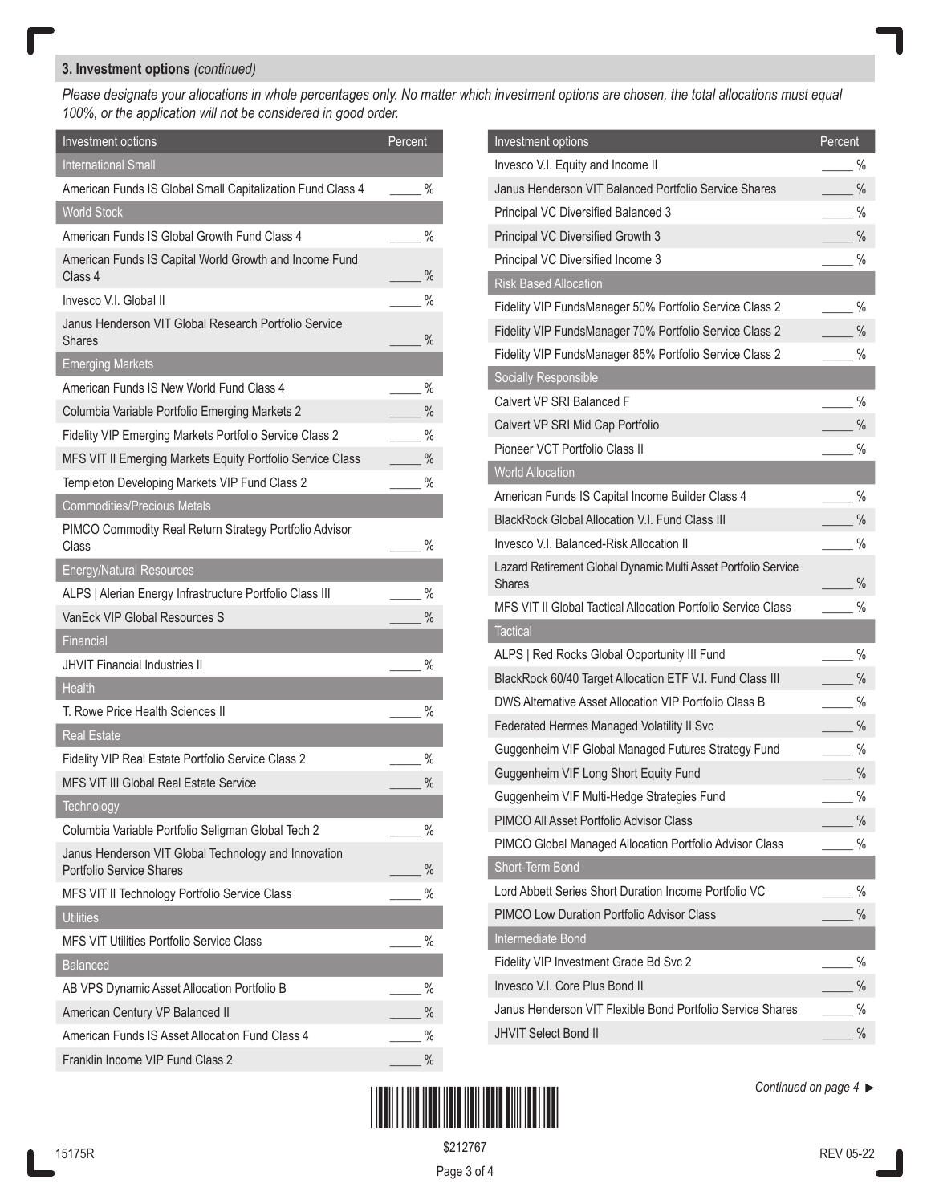## 3. Investment options *(continued)*

*Please designate your allocations in whole percentages only. No matter which investment options are chosen, the total allocations must equal 100%, or the application will not be considered in good order.*

| Investment options | Percent |
|---|---|
| **International Small** | |
| American Funds IS Global Small Capitalization Fund Class 4 | _____ % |
| **World Stock** | |
| American Funds IS Global Growth Fund Class 4 | _____ % |
| American Funds IS Capital World Growth and Income Fund Class 4 | _____ % |
| Invesco V.I. Global II | _____ % |
| Janus Henderson VIT Global Research Portfolio Service Shares | _____ % |
| **Emerging Markets** | |
| American Funds IS New World Fund Class 4 | _____ % |
| Columbia Variable Portfolio Emerging Markets 2 | _____ % |
| Fidelity VIP Emerging Markets Portfolio Service Class 2 | _____ % |
| MFS VIT II Emerging Markets Equity Portfolio Service Class | _____ % |
| Templeton Developing Markets VIP Fund Class 2 | _____ % |
| **Commodities/Precious Metals** | |
| PIMCO Commodity Real Return Strategy Portfolio Advisor Class | _____ % |
| **Energy/Natural Resources** | |
| ALPS \| Alerian Energy Infrastructure Portfolio Class III | _____ % |
| VanEck VIP Global Resources S | _____ % |
| **Financial** | |
| JHVIT Financial Industries II | _____ % |
| **Health** | |
| T. Rowe Price Health Sciences II | _____ % |
| **Real Estate** | |
| Fidelity VIP Real Estate Portfolio Service Class 2 | _____ % |
| MFS VIT III Global Real Estate Service | _____ % |
| **Technology** | |
| Columbia Variable Portfolio Seligman Global Tech 2 | _____ % |
| Janus Henderson VIT Global Technology and Innovation Portfolio Service Shares | _____ % |
| MFS VIT II Technology Portfolio Service Class | _____ % |
| **Utilities** | |
| MFS VIT Utilities Portfolio Service Class | _____ % |
| **Balanced** | |
| AB VPS Dynamic Asset Allocation Portfolio B | _____ % |
| American Century VP Balanced II | _____ % |
| American Funds IS Asset Allocation Fund Class 4 | _____ % |
| Franklin Income VIP Fund Class 2 | _____ % |
| Invesco V.I. Equity and Income II | _____ % |
| Janus Henderson VIT Balanced Portfolio Service Shares | _____ % |
| Principal VC Diversified Balanced 3 | _____ % |
| Principal VC Diversified Growth 3 | _____ % |
| Principal VC Diversified Income 3 | _____ % |
| **Risk Based Allocation** | |
| Fidelity VIP FundsManager 50% Portfolio Service Class 2 | _____ % |
| Fidelity VIP FundsManager 70% Portfolio Service Class 2 | _____ % |
| Fidelity VIP FundsManager 85% Portfolio Service Class 2 | _____ % |
| **Socially Responsible** | |
| Calvert VP SRI Balanced F | _____ % |
| Calvert VP SRI Mid Cap Portfolio | _____ % |
| Pioneer VCT Portfolio Class II | _____ % |
| **World Allocation** | |
| American Funds IS Capital Income Builder Class 4 | _____ % |
| BlackRock Global Allocation V.I. Fund Class III | _____ % |
| Invesco V.I. Balanced-Risk Allocation II | _____ % |
| Lazard Retirement Global Dynamic Multi Asset Portfolio Service Shares | _____ % |
| MFS VIT II Global Tactical Allocation Portfolio Service Class | _____ % |
| **Tactical** | |
| ALPS \| Red Rocks Global Opportunity III Fund | _____ % |
| BlackRock 60/40 Target Allocation ETF V.I. Fund Class III | _____ % |
| DWS Alternative Asset Allocation VIP Portfolio Class B | _____ % |
| Federated Hermes Managed Volatility II Svc | _____ % |
| Guggenheim VIF Global Managed Futures Strategy Fund | _____ % |
| Guggenheim VIF Long Short Equity Fund | _____ % |
| Guggenheim VIF Multi-Hedge Strategies Fund | _____ % |
| PIMCO All Asset Portfolio Advisor Class | _____ % |
| PIMCO Global Managed Allocation Portfolio Advisor Class | _____ % |
| **Short-Term Bond** | |
| Lord Abbett Series Short Duration Income Portfolio VC | _____ % |
| PIMCO Low Duration Portfolio Advisor Class | _____ % |
| **Intermediate Bond** | |
| Fidelity VIP Investment Grade Bd Svc 2 | _____ % |
| Invesco V.I. Core Plus Bond II | _____ % |
| Janus Henderson VIT Flexible Bond Portfolio Service Shares | _____ % |
| JHVIT Select Bond II | _____ % |

*Continued on page 4* ►

15175R

$212767

REV 05-22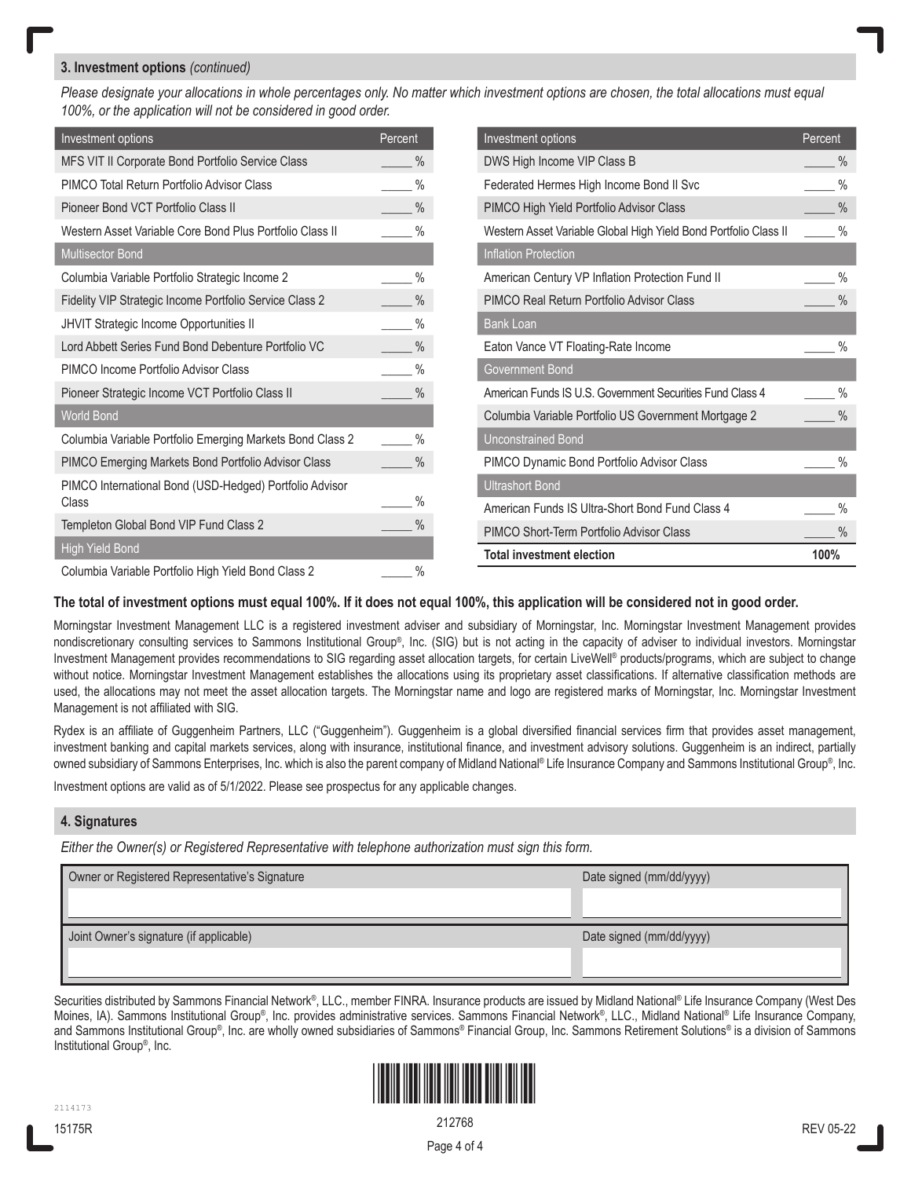## 3. Investment options *(continued)*

*Please designate your allocations in whole percentages only. No matter which investment options are chosen, the total allocations must equal 100%, or the application will not be considered in good order.*

| Investment options | Percent |
|---|---|
| MFS VIT II Corporate Bond Portfolio Service Class | _____ % |
| PIMCO Total Return Portfolio Advisor Class | _____ % |
| Pioneer Bond VCT Portfolio Class II | _____ % |
| Western Asset Variable Core Bond Plus Portfolio Class II | _____ % |
| **Multisector Bond** | |
| Columbia Variable Portfolio Strategic Income 2 | _____ % |
| Fidelity VIP Strategic Income Portfolio Service Class 2 | _____ % |
| JHVIT Strategic Income Opportunities II | _____ % |
| Lord Abbett Series Fund Bond Debenture Portfolio VC | _____ % |
| PIMCO Income Portfolio Advisor Class | _____ % |
| Pioneer Strategic Income VCT Portfolio Class II | _____ % |
| **World Bond** | |
| Columbia Variable Portfolio Emerging Markets Bond Class 2 | _____ % |
| PIMCO Emerging Markets Bond Portfolio Advisor Class | _____ % |
| PIMCO International Bond (USD-Hedged) Portfolio Advisor Class | _____ % |
| Templeton Global Bond VIP Fund Class 2 | _____ % |
| **High Yield Bond** | |
| Columbia Variable Portfolio High Yield Bond Class 2 | _____ % |
| DWS High Income VIP Class B | _____ % |
| Federated Hermes High Income Bond II Svc | _____ % |
| PIMCO High Yield Portfolio Advisor Class | _____ % |
| Western Asset Variable Global High Yield Bond Portfolio Class II | _____ % |
| **Inflation Protection** | |
| American Century VP Inflation Protection Fund II | _____ % |
| PIMCO Real Return Portfolio Advisor Class | _____ % |
| **Bank Loan** | |
| Eaton Vance VT Floating-Rate Income | _____ % |
| **Government Bond** | |
| American Funds IS U.S. Government Securities Fund Class 4 | _____ % |
| Columbia Variable Portfolio US Government Mortgage 2 | _____ % |
| **Unconstrained Bond** | |
| PIMCO Dynamic Bond Portfolio Advisor Class | _____ % |
| **Ultrashort Bond** | |
| American Funds IS Ultra-Short Bond Fund Class 4 | _____ % |
| PIMCO Short-Term Portfolio Advisor Class | _____ % |
| **Total investment election** | **100%** |

**The total of investment options must equal 100%. If it does not equal 100%, this application will be considered not in good order.**

Morningstar Investment Management LLC is a registered investment adviser and subsidiary of Morningstar, Inc. Morningstar Investment Management provides nondiscretionary consulting services to Sammons Institutional Group®, Inc. (SIG) but is not acting in the capacity of adviser to individual investors. Morningstar Investment Management provides recommendations to SIG regarding asset allocation targets, for certain LiveWell® products/programs, which are subject to change without notice. Morningstar Investment Management establishes the allocations using its proprietary asset classifications. If alternative classification methods are used, the allocations may not meet the asset allocation targets. The Morningstar name and logo are registered marks of Morningstar, Inc. Morningstar Investment Management is not affiliated with SIG.

Rydex is an affiliate of Guggenheim Partners, LLC ("Guggenheim"). Guggenheim is a global diversified financial services firm that provides asset management, investment banking and capital markets services, along with insurance, institutional finance, and investment advisory solutions. Guggenheim is an indirect, partially owned subsidiary of Sammons Enterprises, Inc. which is also the parent company of Midland National® Life Insurance Company and Sammons Institutional Group®, Inc.

Investment options are valid as of 5/1/2022. Please see prospectus for any applicable changes.

## 4. Signatures

*Either the Owner(s) or Registered Representative with telephone authorization must sign this form.*

| Owner or Registered Representative's Signature | Date signed (mm/dd/yyyy) |
|---|---|
| | |
| **Joint Owner's signature (if applicable)** | **Date signed (mm/dd/yyyy)** |
| | |

Securities distributed by Sammons Financial Network®, LLC., member FINRA. Insurance products are issued by Midland National® Life Insurance Company (West Des Moines, IA). Sammons Institutional Group®, Inc. provides administrative services. Sammons Financial Network®, LLC., Midland National® Life Insurance Company, and Sammons Institutional Group®, Inc. are wholly owned subsidiaries of Sammons® Financial Group, Inc. Sammons Retirement Solutions® is a division of Sammons Institutional Group®, Inc.

2114173

15175R

212768

REV 05-22